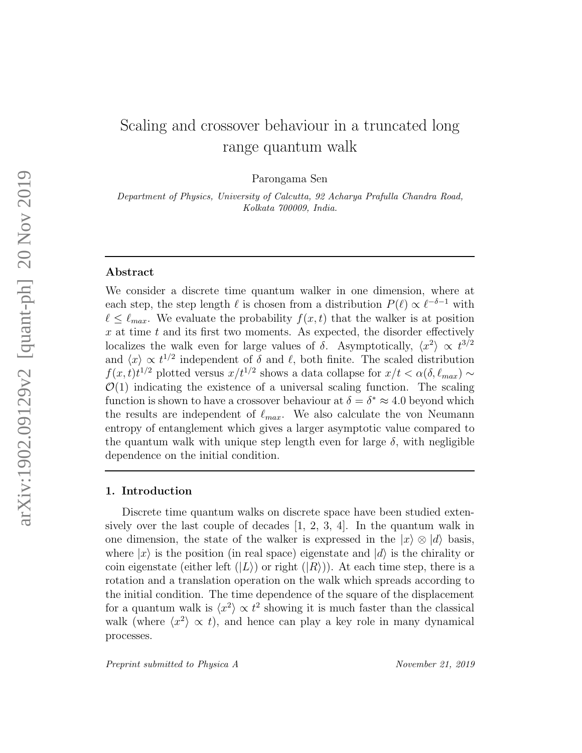# Scaling and crossover behaviour in a truncated long range quantum walk

Parongama Sen

*Department of Physics, University of Calcutta, 92 Acharya Prafulla Chandra Road, Kolkata 700009, India.*

---

## Abstract

We consider a discrete time quantum walker in one dimension, where at each step, the step length $\ell$ is chosen from a distribution $P(\ell) \propto \ell^{-\delta-1}$ with $\ell \leq \ell_{max}$. We evaluate the probability $f(x,t)$ that the walker is at position $x$ at time $t$ and its first two moments. As expected, the disorder effectively localizes the walk even for large values of $\delta$. Asymptotically, $\langle x^2 \rangle \propto t^{3/2}$ and $\langle x \rangle \propto t^{1/2}$ independent of $\delta$ and $\ell$, both finite. The scaled distribution $f(x,t)t^{1/2}$ plotted versus $x/t^{1/2}$ shows a data collapse for $x/t < \alpha(\delta, \ell_{max}) \sim \mathcal{O}(1)$ indicating the existence of a universal scaling function. The scaling function is shown to have a crossover behaviour at $\delta = \delta^* \approx 4.0$ beyond which the results are independent of $\ell_{max}$. We also calculate the von Neumann entropy of entanglement which gives a larger asymptotic value compared to the quantum walk with unique step length even for large $\delta$, with negligible dependence on the initial condition.

---

## 1. Introduction

Discrete time quantum walks on discrete space have been studied extensively over the last couple of decades [1, 2, 3, 4]. In the quantum walk in one dimension, the state of the walker is expressed in the $|x\rangle \otimes |d\rangle$ basis, where $|x\rangle$ is the position (in real space) eigenstate and $|d\rangle$ is the chirality or coin eigenstate (either left ($|L\rangle$) or right ($|R\rangle$)). At each time step, there is a rotation and a translation operation on the walk which spreads according to the initial condition. The time dependence of the square of the displacement for a quantum walk is $\langle x^2 \rangle \propto t^2$ showing it is much faster than the classical walk (where $\langle x^2 \rangle \propto t$), and hence can play a key role in many dynamical processes.

*Preprint submitted to Physica A* *November 21, 2019*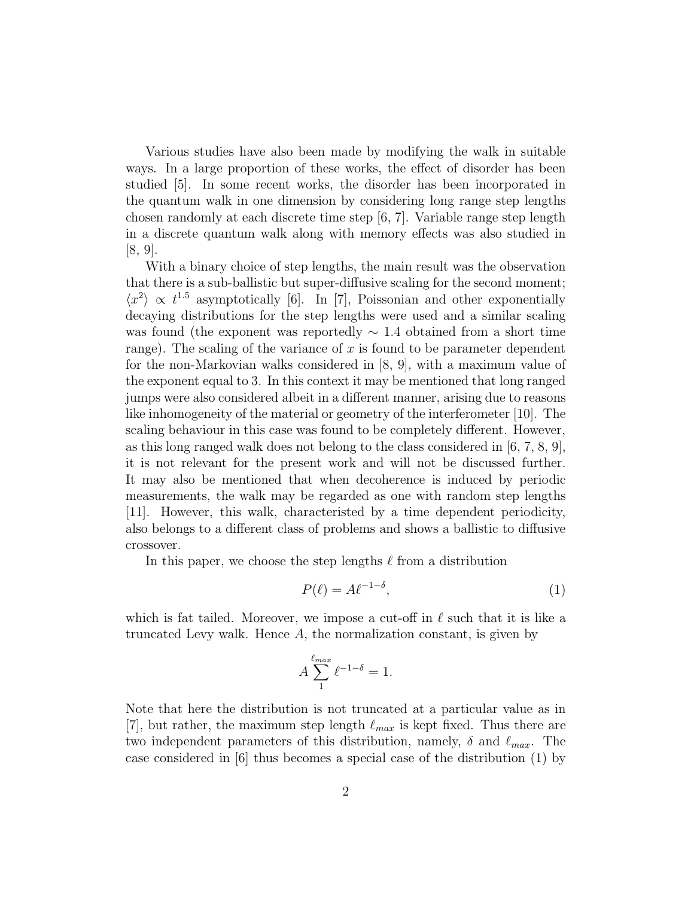Various studies have also been made by modifying the walk in suitable ways. In a large proportion of these works, the effect of disorder has been studied [5]. In some recent works, the disorder has been incorporated in the quantum walk in one dimension by considering long range step lengths chosen randomly at each discrete time step [6, 7]. Variable range step length in a discrete quantum walk along with memory effects was also studied in [8, 9].

With a binary choice of step lengths, the main result was the observation that there is a sub-ballistic but super-diffusive scaling for the second moment; $\langle x^2 \rangle \propto t^{1.5}$ asymptotically [6]. In [7], Poissonian and other exponentially decaying distributions for the step lengths were used and a similar scaling was found (the exponent was reportedly $\sim 1.4$ obtained from a short time range). The scaling of the variance of $x$ is found to be parameter dependent for the non-Markovian walks considered in [8, 9], with a maximum value of the exponent equal to 3. In this context it may be mentioned that long ranged jumps were also considered albeit in a different manner, arising due to reasons like inhomogeneity of the material or geometry of the interferometer [10]. The scaling behaviour in this case was found to be completely different. However, as this long ranged walk does not belong to the class considered in [6, 7, 8, 9], it is not relevant for the present work and will not be discussed further. It may also be mentioned that when decoherence is induced by periodic measurements, the walk may be regarded as one with random step lengths [11]. However, this walk, characterised by a time dependent periodicity, also belongs to a different class of problems and shows a ballistic to diffusive crossover.

In this paper, we choose the step lengths $\ell$ from a distribution

$$P(\ell) = A\ell^{-1-\delta}, \tag{1}$$

which is fat tailed. Moreover, we impose a cut-off in $\ell$ such that it is like a truncated Levy walk. Hence $A$, the normalization constant, is given by

$$A \sum_{1}^{\ell_{max}} \ell^{-1-\delta} = 1.$$

Note that here the distribution is not truncated at a particular value as in [7], but rather, the maximum step length $\ell_{max}$ is kept fixed. Thus there are two independent parameters of this distribution, namely, $\delta$ and $\ell_{max}$. The case considered in [6] thus becomes a special case of the distribution (1) by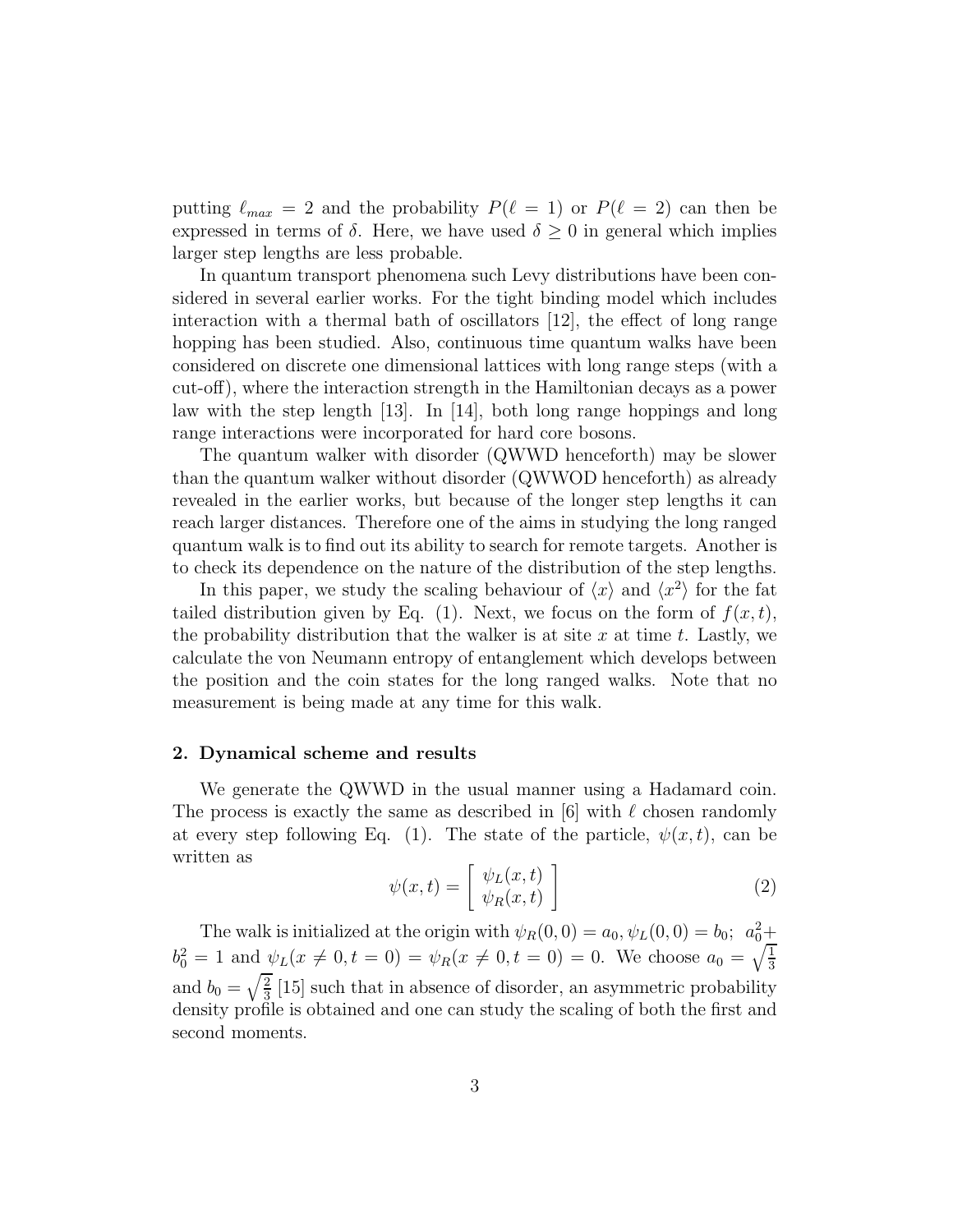putting $\ell_{max} = 2$ and the probability $P(\ell = 1)$ or $P(\ell = 2)$ can then be expressed in terms of $\delta$. Here, we have used $\delta \geq 0$ in general which implies larger step lengths are less probable.

In quantum transport phenomena such Levy distributions have been considered in several earlier works. For the tight binding model which includes interaction with a thermal bath of oscillators [12], the effect of long range hopping has been studied. Also, continuous time quantum walks have been considered on discrete one dimensional lattices with long range steps (with a cut-off), where the interaction strength in the Hamiltonian decays as a power law with the step length [13]. In [14], both long range hoppings and long range interactions were incorporated for hard core bosons.

The quantum walker with disorder (QWWD henceforth) may be slower than the quantum walker without disorder (QWWOD henceforth) as already revealed in the earlier works, but because of the longer step lengths it can reach larger distances. Therefore one of the aims in studying the long ranged quantum walk is to find out its ability to search for remote targets. Another is to check its dependence on the nature of the distribution of the step lengths.

In this paper, we study the scaling behaviour of $\langle x \rangle$ and $\langle x^2 \rangle$ for the fat tailed distribution given by Eq. (1). Next, we focus on the form of $f(x,t)$, the probability distribution that the walker is at site $x$ at time $t$. Lastly, we calculate the von Neumann entropy of entanglement which develops between the position and the coin states for the long ranged walks. Note that no measurement is being made at any time for this walk.

## 2. Dynamical scheme and results

We generate the QWWD in the usual manner using a Hadamard coin. The process is exactly the same as described in [6] with $\ell$ chosen randomly at every step following Eq. (1). The state of the particle, $\psi(x,t)$, can be written as

$$\psi(x,t) = \begin{bmatrix} \psi_L(x,t) \\ \psi_R(x,t) \end{bmatrix} \tag{2}$$

The walk is initialized at the origin with $\psi_R(0,0) = a_0, \psi_L(0,0) = b_0$; $a_0^2 + b_0^2 = 1$ and $\psi_L(x \neq 0, t = 0) = \psi_R(x \neq 0, t = 0) = 0$. We choose $a_0 = \sqrt{\frac{1}{3}}$ and $b_0 = \sqrt{\frac{2}{3}}$ [15] such that in absence of disorder, an asymmetric probability density profile is obtained and one can study the scaling of both the first and second moments.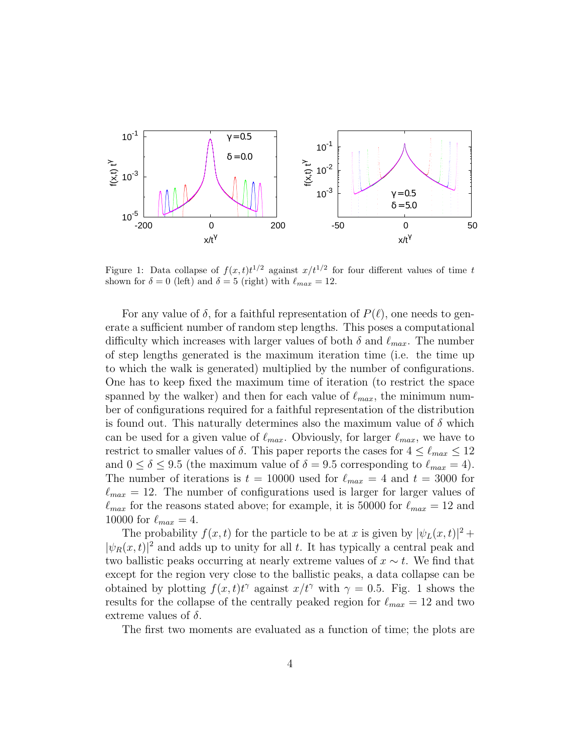Figure 1: Data collapse of $f(x,t)t^{1/2}$ against $x/t^{1/2}$ for four different values of time $t$ shown for $\delta = 0$ (left) and $\delta = 5$ (right) with $\ell_{max} = 12$.

For any value of $\delta$, for a faithful representation of $P(\ell)$, one needs to generate a sufficient number of random step lengths. This poses a computational difficulty which increases with larger values of both $\delta$ and $\ell_{max}$. The number of step lengths generated is the maximum iteration time (i.e. the time up to which the walk is generated) multiplied by the number of configurations. One has to keep fixed the maximum time of iteration (to restrict the space spanned by the walker) and then for each value of $\ell_{max}$, the minimum number of configurations required for a faithful representation of the distribution is found out. This naturally determines also the maximum value of $\delta$ which can be used for a given value of $\ell_{max}$. Obviously, for larger $\ell_{max}$, we have to restrict to smaller values of $\delta$. This paper reports the cases for $4 \leq \ell_{max} \leq 12$ and $0 \leq \delta \leq 9.5$ (the maximum value of $\delta = 9.5$ corresponding to $\ell_{max} = 4$). The number of iterations is $t = 10000$ used for $\ell_{max} = 4$ and $t = 3000$ for $\ell_{max} = 12$. The number of configurations used is larger for larger values of $\ell_{max}$ for the reasons stated above; for example, it is 50000 for $\ell_{max} = 12$ and 10000 for $\ell_{max} = 4$.

The probability $f(x,t)$ for the particle to be at $x$ is given by $|\psi_L(x,t)|^2 + |\psi_R(x,t)|^2$ and adds up to unity for all $t$. It has typically a central peak and two ballistic peaks occurring at nearly extreme values of $x \sim t$. We find that except for the region very close to the ballistic peaks, a data collapse can be obtained by plotting $f(x,t)t^{\gamma}$ against $x/t^{\gamma}$ with $\gamma = 0.5$. Fig. 1 shows the results for the collapse of the centrally peaked region for $\ell_{max} = 12$ and two extreme values of $\delta$.

The first two moments are evaluated as a function of time; the plots are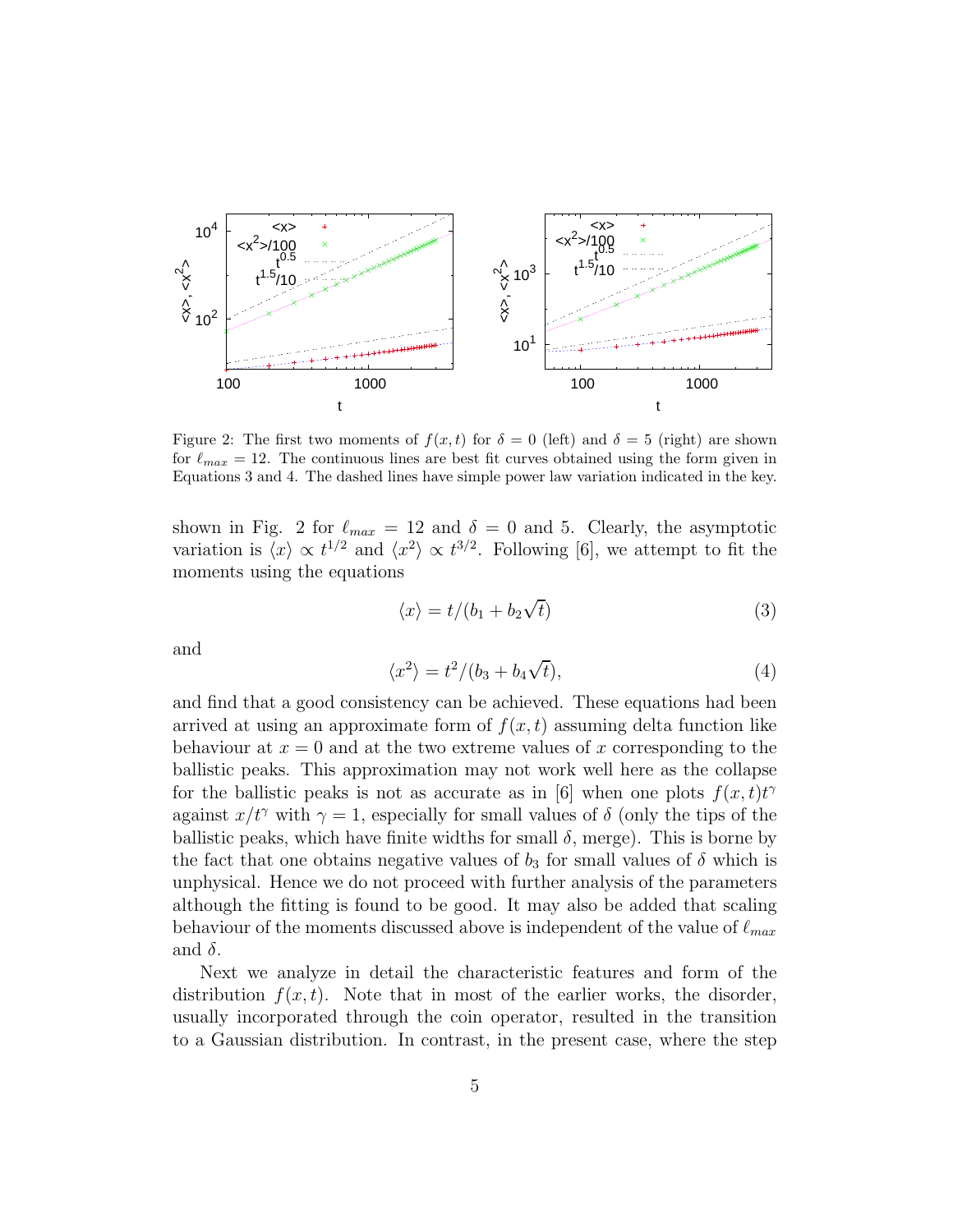Figure 2: The first two moments of $f(x,t)$ for $\delta = 0$ (left) and $\delta = 5$ (right) are shown for $\ell_{max} = 12$. The continuous lines are best fit curves obtained using the form given in Equations 3 and 4. The dashed lines have simple power law variation indicated in the key.

shown in Fig. 2 for $\ell_{max} = 12$ and $\delta = 0$ and 5. Clearly, the asymptotic variation is $\langle x \rangle \propto t^{1/2}$ and $\langle x^2 \rangle \propto t^{3/2}$. Following [6], we attempt to fit the moments using the equations

$$\langle x \rangle = t/(b_1 + b_2\sqrt{t}) \tag{3}$$

and

$$\langle x^2 \rangle = t^2/(b_3 + b_4\sqrt{t}), \tag{4}$$

and find that a good consistency can be achieved. These equations had been arrived at using an approximate form of $f(x,t)$ assuming delta function like behaviour at $x = 0$ and at the two extreme values of $x$ corresponding to the ballistic peaks. This approximation may not work well here as the collapse for the ballistic peaks is not as accurate as in [6] when one plots $f(x,t)t^{\gamma}$ against $x/t^{\gamma}$ with $\gamma = 1$, especially for small values of $\delta$ (only the tips of the ballistic peaks, which have finite widths for small $\delta$, merge). This is borne by the fact that one obtains negative values of $b_3$ for small values of $\delta$ which is unphysical. Hence we do not proceed with further analysis of the parameters although the fitting is found to be good. It may also be added that scaling behaviour of the moments discussed above is independent of the value of $\ell_{max}$ and $\delta$.

Next we analyze in detail the characteristic features and form of the distribution $f(x,t)$. Note that in most of the earlier works, the disorder, usually incorporated through the coin operator, resulted in the transition to a Gaussian distribution. In contrast, in the present case, where the step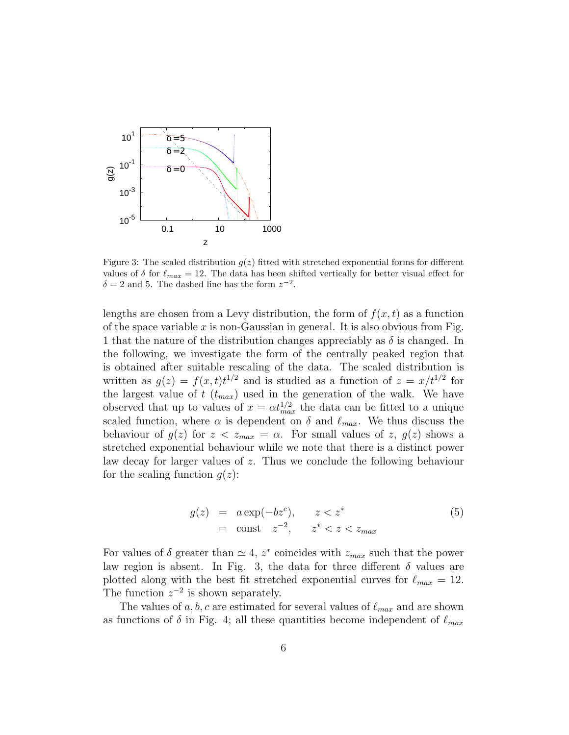Figure 3: The scaled distribution $g(z)$ fitted with stretched exponential forms for different values of $\delta$ for $\ell_{max} = 12$. The data has been shifted vertically for better visual effect for $\delta = 2$ and 5. The dashed line has the form $z^{-2}$.

lengths are chosen from a Levy distribution, the form of $f(x,t)$ as a function of the space variable $x$ is non-Gaussian in general. It is also obvious from Fig. 1 that the nature of the distribution changes appreciably as $\delta$ is changed. In the following, we investigate the form of the centrally peaked region that is obtained after suitable rescaling of the data. The scaled distribution is written as $g(z) = f(x,t)t^{1/2}$ and is studied as a function of $z = x/t^{1/2}$ for the largest value of $t$ ($t_{max}$) used in the generation of the walk. We have observed that up to values of $x = \alpha t_{max}^{1/2}$ the data can be fitted to a unique scaled function, where $\alpha$ is dependent on $\delta$ and $\ell_{max}$. We thus discuss the behaviour of $g(z)$ for $z < z_{max} = \alpha$. For small values of $z$, $g(z)$ shows a stretched exponential behaviour while we note that there is a distinct power law decay for larger values of $z$. Thus we conclude the following behaviour for the scaling function $g(z)$:

$$
\begin{aligned}
g(z) &= a\exp(-bz^{c}), \qquad z < z^{*} \\
&= \text{const} \quad z^{-2}, \qquad z^{*} < z < z_{max}
\end{aligned}
\tag{5}
$$

For values of $\delta$ greater than $\simeq 4$, $z^{*}$ coincides with $z_{max}$ such that the power law region is absent. In Fig. 3, the data for three different $\delta$ values are plotted along with the best fit stretched exponential curves for $\ell_{max} = 12$. The function $z^{-2}$ is shown separately.

The values of $a, b, c$ are estimated for several values of $\ell_{max}$ and are shown as functions of $\delta$ in Fig. 4; all these quantities become independent of $\ell_{max}$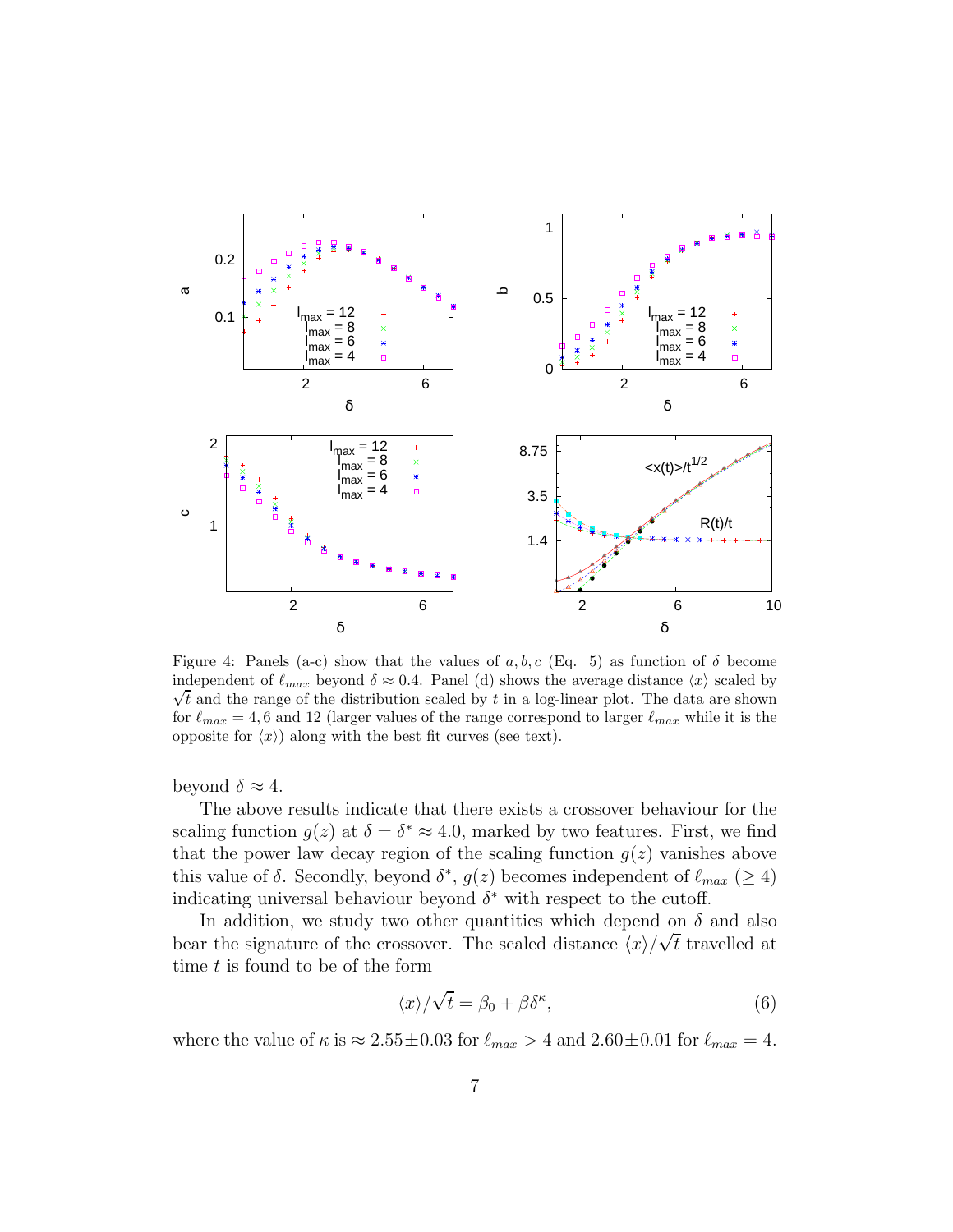Figure 4: Panels (a-c) show that the values of $a, b, c$ (Eq. 5) as function of $\delta$ become independent of $\ell_{max}$ beyond $\delta \approx 0.4$. Panel (d) shows the average distance $\langle x \rangle$ scaled by $\sqrt{t}$ and the range of the distribution scaled by $t$ in a log-linear plot. The data are shown for $\ell_{max} = 4, 6$ and 12 (larger values of the range correspond to larger $\ell_{max}$ while it is the opposite for $\langle x \rangle$) along with the best fit curves (see text).

beyond $\delta \approx 4$.

The above results indicate that there exists a crossover behaviour for the scaling function $g(z)$ at $\delta = \delta^* \approx 4.0$, marked by two features. First, we find that the power law decay region of the scaling function $g(z)$ vanishes above this value of $\delta$. Secondly, beyond $\delta^*$, $g(z)$ becomes independent of $\ell_{max}$ ($\geq 4$) indicating universal behaviour beyond $\delta^*$ with respect to the cutoff.

In addition, we study two other quantities which depend on $\delta$ and also bear the signature of the crossover. The scaled distance $\langle x \rangle / \sqrt{t}$ travelled at time $t$ is found to be of the form

$$\langle x \rangle / \sqrt{t} = \beta_0 + \beta \delta^{\kappa}, \tag{6}$$

where the value of $\kappa$ is $\approx 2.55 \pm 0.03$ for $\ell_{max} > 4$ and $2.60 \pm 0.01$ for $\ell_{max} = 4$.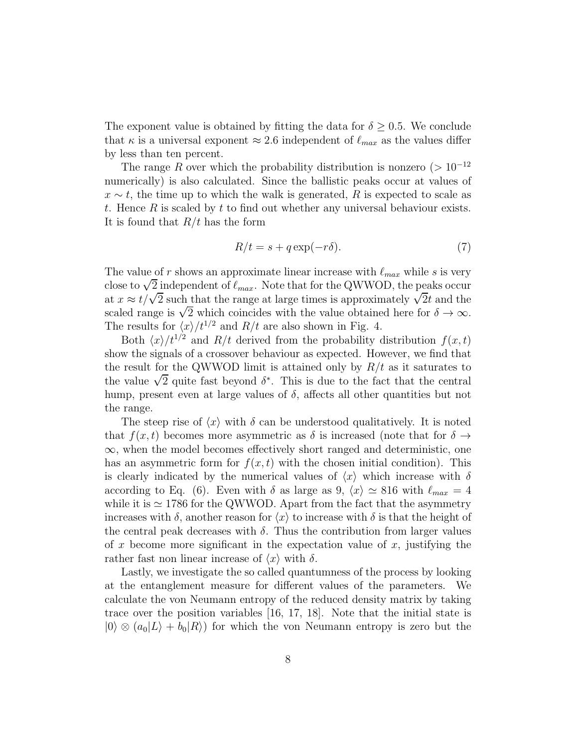The exponent value is obtained by fitting the data for $\delta \geq 0.5$. We conclude that $\kappa$ is a universal exponent $\approx 2.6$ independent of $\ell_{max}$ as the values differ by less than ten percent.

The range $R$ over which the probability distribution is nonzero ($> 10^{-12}$ numerically) is also calculated. Since the ballistic peaks occur at values of $x \sim t$, the time up to which the walk is generated, $R$ is expected to scale as $t$. Hence $R$ is scaled by $t$ to find out whether any universal behaviour exists. It is found that $R/t$ has the form

$$R/t = s + q \exp(-r\delta). \tag{7}$$

The value of $r$ shows an approximate linear increase with $\ell_{max}$ while $s$ is very close to $\sqrt{2}$ independent of $\ell_{max}$. Note that for the QWWOD, the peaks occur at $x \approx t/\sqrt{2}$ such that the range at large times is approximately $\sqrt{2}t$ and the scaled range is $\sqrt{2}$ which coincides with the value obtained here for $\delta \to \infty$. The results for $\langle x \rangle / t^{1/2}$ and $R/t$ are also shown in Fig. 4.

Both $\langle x \rangle / t^{1/2}$ and $R/t$ derived from the probability distribution $f(x,t)$ show the signals of a crossover behaviour as expected. However, we find that the result for the QWWOD limit is attained only by $R/t$ as it saturates to the value $\sqrt{2}$ quite fast beyond $\delta^*$. This is due to the fact that the central hump, present even at large values of $\delta$, affects all other quantities but not the range.

The steep rise of $\langle x \rangle$ with $\delta$ can be understood qualitatively. It is noted that $f(x,t)$ becomes more asymmetric as $\delta$ is increased (note that for $\delta \to \infty$, when the model becomes effectively short ranged and deterministic, one has an asymmetric form for $f(x,t)$ with the chosen initial condition). This is clearly indicated by the numerical values of $\langle x \rangle$ which increase with $\delta$ according to Eq. (6). Even with $\delta$ as large as 9, $\langle x \rangle \simeq 816$ with $\ell_{max} = 4$ while it is $\simeq 1786$ for the QWWOD. Apart from the fact that the asymmetry increases with $\delta$, another reason for $\langle x \rangle$ to increase with $\delta$ is that the height of the central peak decreases with $\delta$. Thus the contribution from larger values of $x$ become more significant in the expectation value of $x$, justifying the rather fast non linear increase of $\langle x \rangle$ with $\delta$.

Lastly, we investigate the so called quantumness of the process by looking at the entanglement measure for different values of the parameters. We calculate the von Neumann entropy of the reduced density matrix by taking trace over the position variables [16, 17, 18]. Note that the initial state is $|0\rangle \otimes (a_0|L\rangle + b_0|R\rangle)$ for which the von Neumann entropy is zero but the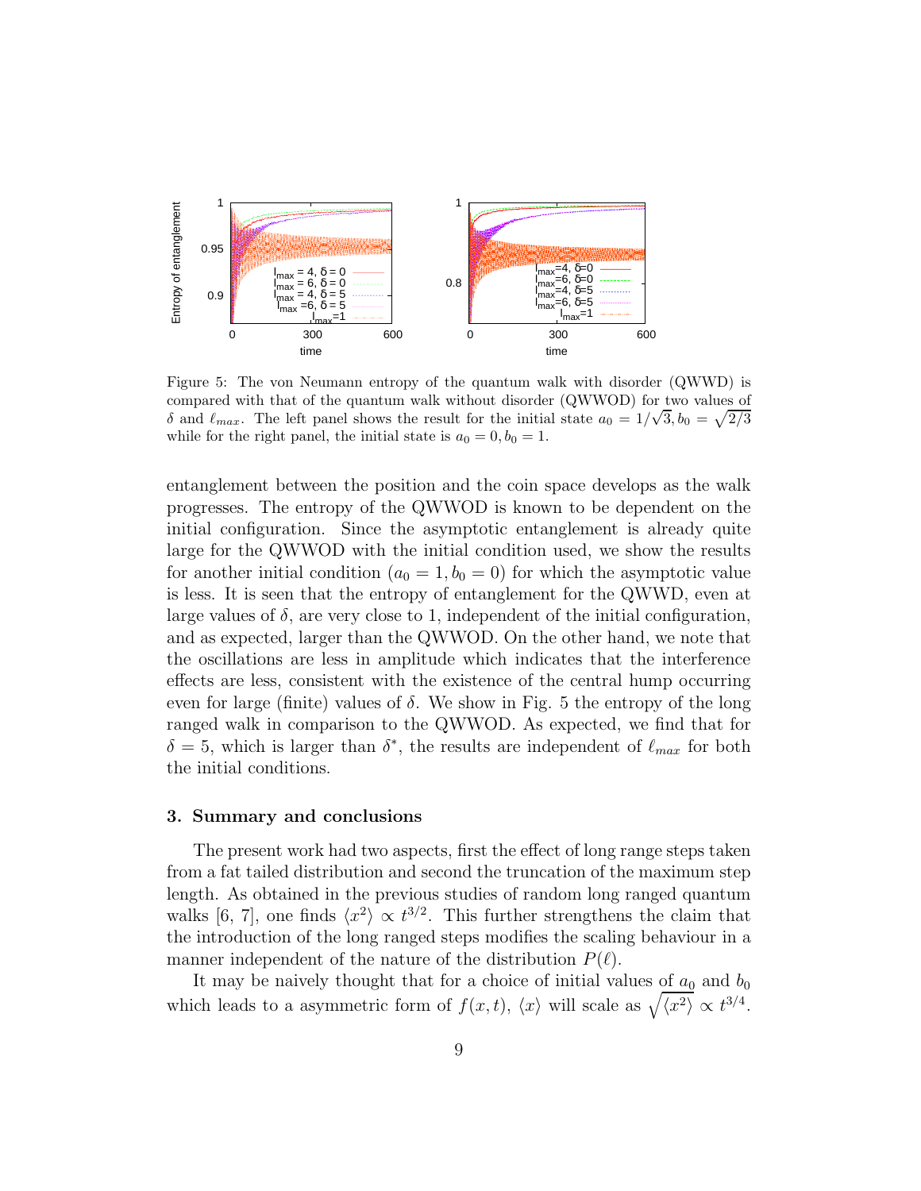Figure 5: The von Neumann entropy of the quantum walk with disorder (QWWD) is compared with that of the quantum walk without disorder (QWWOD) for two values of $\delta$ and $\ell_{max}$. The left panel shows the result for the initial state $a_0 = 1/\sqrt{3}, b_0 = \sqrt{2/3}$ while for the right panel, the initial state is $a_0 = 0, b_0 = 1$.

entanglement between the position and the coin space develops as the walk progresses. The entropy of the QWWOD is known to be dependent on the initial configuration. Since the asymptotic entanglement is already quite large for the QWWOD with the initial condition used, we show the results for another initial condition ($a_0 = 1, b_0 = 0$) for which the asymptotic value is less. It is seen that the entropy of entanglement for the QWWD, even at large values of $\delta$, are very close to 1, independent of the initial configuration, and as expected, larger than the QWWOD. On the other hand, we note that the oscillations are less in amplitude which indicates that the interference effects are less, consistent with the existence of the central hump occurring even for large (finite) values of $\delta$. We show in Fig. 5 the entropy of the long ranged walk in comparison to the QWWOD. As expected, we find that for $\delta = 5$, which is larger than $\delta^*$, the results are independent of $\ell_{max}$ for both the initial conditions.

## 3. Summary and conclusions

The present work had two aspects, first the effect of long range steps taken from a fat tailed distribution and second the truncation of the maximum step length. As obtained in the previous studies of random long ranged quantum walks [6, 7], one finds $\langle x^2 \rangle \propto t^{3/2}$. This further strengthens the claim that the introduction of the long ranged steps modifies the scaling behaviour in a manner independent of the nature of the distribution $P(\ell)$.

It may be naively thought that for a choice of initial values of $a_0$ and $b_0$ which leads to a asymmetric form of $f(x,t)$, $\langle x \rangle$ will scale as $\sqrt{\langle x^2 \rangle} \propto t^{3/4}$.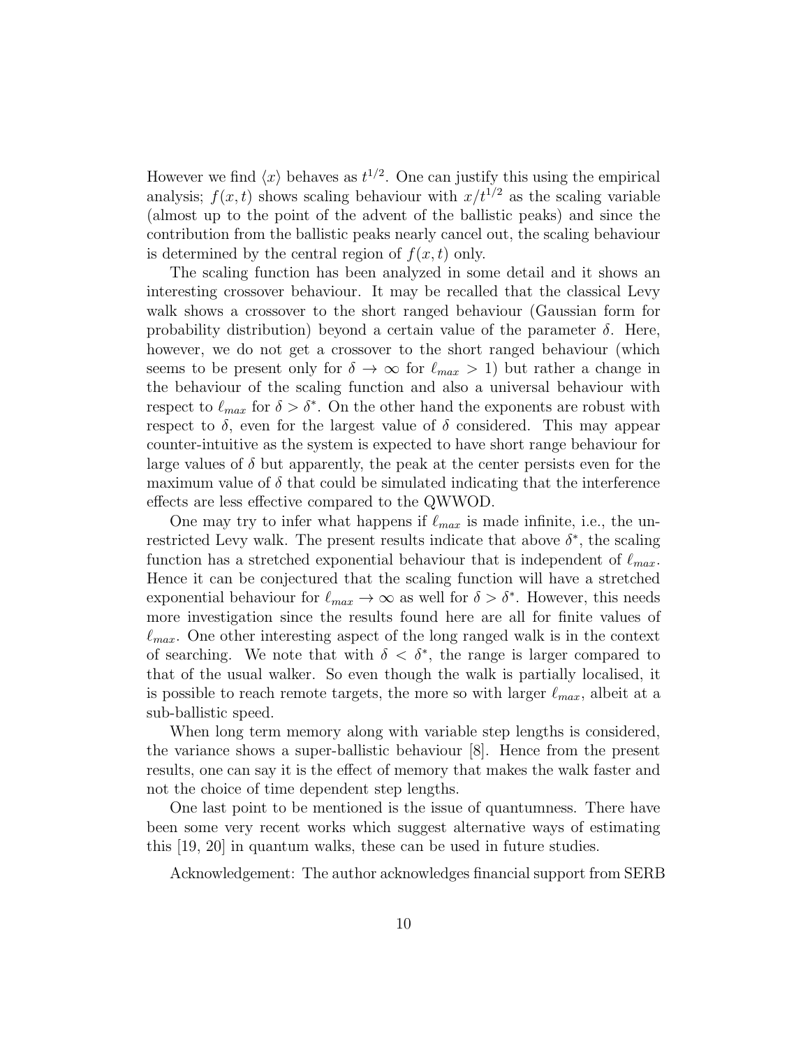However we find $\langle x \rangle$ behaves as $t^{1/2}$. One can justify this using the empirical analysis; $f(x,t)$ shows scaling behaviour with $x/t^{1/2}$ as the scaling variable (almost up to the point of the advent of the ballistic peaks) and since the contribution from the ballistic peaks nearly cancel out, the scaling behaviour is determined by the central region of $f(x,t)$ only.

The scaling function has been analyzed in some detail and it shows an interesting crossover behaviour. It may be recalled that the classical Levy walk shows a crossover to the short ranged behaviour (Gaussian form for probability distribution) beyond a certain value of the parameter $\delta$. Here, however, we do not get a crossover to the short ranged behaviour (which seems to be present only for $\delta \to \infty$ for $\ell_{max} > 1$) but rather a change in the behaviour of the scaling function and also a universal behaviour with respect to $\ell_{max}$ for $\delta > \delta^*$. On the other hand the exponents are robust with respect to $\delta$, even for the largest value of $\delta$ considered. This may appear counter-intuitive as the system is expected to have short range behaviour for large values of $\delta$ but apparently, the peak at the center persists even for the maximum value of $\delta$ that could be simulated indicating that the interference effects are less effective compared to the QWWOD.

One may try to infer what happens if $\ell_{max}$ is made infinite, i.e., the unrestricted Levy walk. The present results indicate that above $\delta^*$, the scaling function has a stretched exponential behaviour that is independent of $\ell_{max}$. Hence it can be conjectured that the scaling function will have a stretched exponential behaviour for $\ell_{max} \to \infty$ as well for $\delta > \delta^*$. However, this needs more investigation since the results found here are all for finite values of $\ell_{max}$. One other interesting aspect of the long ranged walk is in the context of searching. We note that with $\delta < \delta^*$, the range is larger compared to that of the usual walker. So even though the walk is partially localised, it is possible to reach remote targets, the more so with larger $\ell_{max}$, albeit at a sub-ballistic speed.

When long term memory along with variable step lengths is considered, the variance shows a super-ballistic behaviour [8]. Hence from the present results, one can say it is the effect of memory that makes the walk faster and not the choice of time dependent step lengths.

One last point to be mentioned is the issue of quantumness. There have been some very recent works which suggest alternative ways of estimating this [19, 20] in quantum walks, these can be used in future studies.

Acknowledgement: The author acknowledges financial support from SERB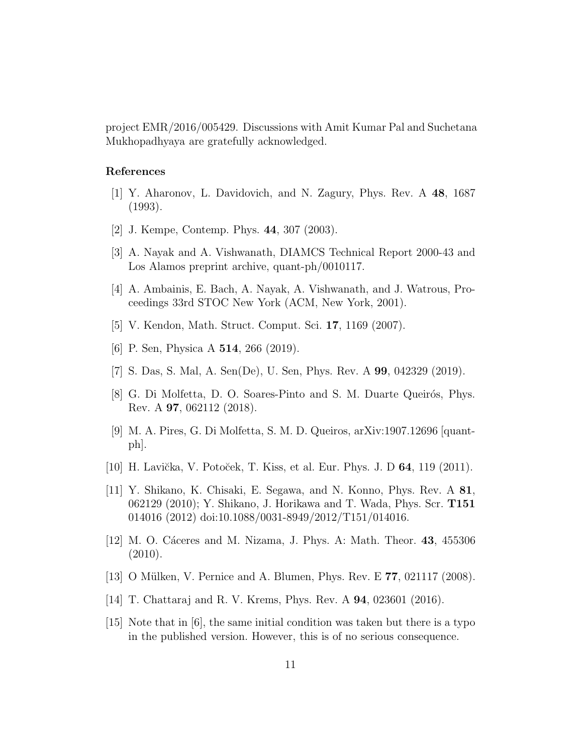project EMR/2016/005429. Discussions with Amit Kumar Pal and Suchetana Mukhopadhyaya are gratefully acknowledged.

## References

[1] Y. Aharonov, L. Davidovich, and N. Zagury, Phys. Rev. A **48**, 1687 (1993).

[2] J. Kempe, Contemp. Phys. **44**, 307 (2003).

[3] A. Nayak and A. Vishwanath, DIAMCS Technical Report 2000-43 and Los Alamos preprint archive, quant-ph/0010117.

[4] A. Ambainis, E. Bach, A. Nayak, A. Vishwanath, and J. Watrous, Proceedings 33rd STOC New York (ACM, New York, 2001).

[5] V. Kendon, Math. Struct. Comput. Sci. **17**, 1169 (2007).

[6] P. Sen, Physica A **514**, 266 (2019).

[7] S. Das, S. Mal, A. Sen(De), U. Sen, Phys. Rev. A **99**, 042329 (2019).

[8] G. Di Molfetta, D. O. Soares-Pinto and S. M. Duarte Queirós, Phys. Rev. A **97**, 062112 (2018).

[9] M. A. Pires, G. Di Molfetta, S. M. D. Queiros, arXiv:1907.12696 [quant-ph].

[10] H. Lavička, V. Potoček, T. Kiss, et al. Eur. Phys. J. D **64**, 119 (2011).

[11] Y. Shikano, K. Chisaki, E. Segawa, and N. Konno, Phys. Rev. A **81**, 062129 (2010); Y. Shikano, J. Horikawa and T. Wada, Phys. Scr. **T151** 014016 (2012) doi:10.1088/0031-8949/2012/T151/014016.

[12] M. O. Cáceres and M. Nizama, J. Phys. A: Math. Theor. **43**, 455306 (2010).

[13] O Mülken, V. Pernice and A. Blumen, Phys. Rev. E **77**, 021117 (2008).

[14] T. Chattaraj and R. V. Krems, Phys. Rev. A **94**, 023601 (2016).

[15] Note that in [6], the same initial condition was taken but there is a typo in the published version. However, this is of no serious consequence.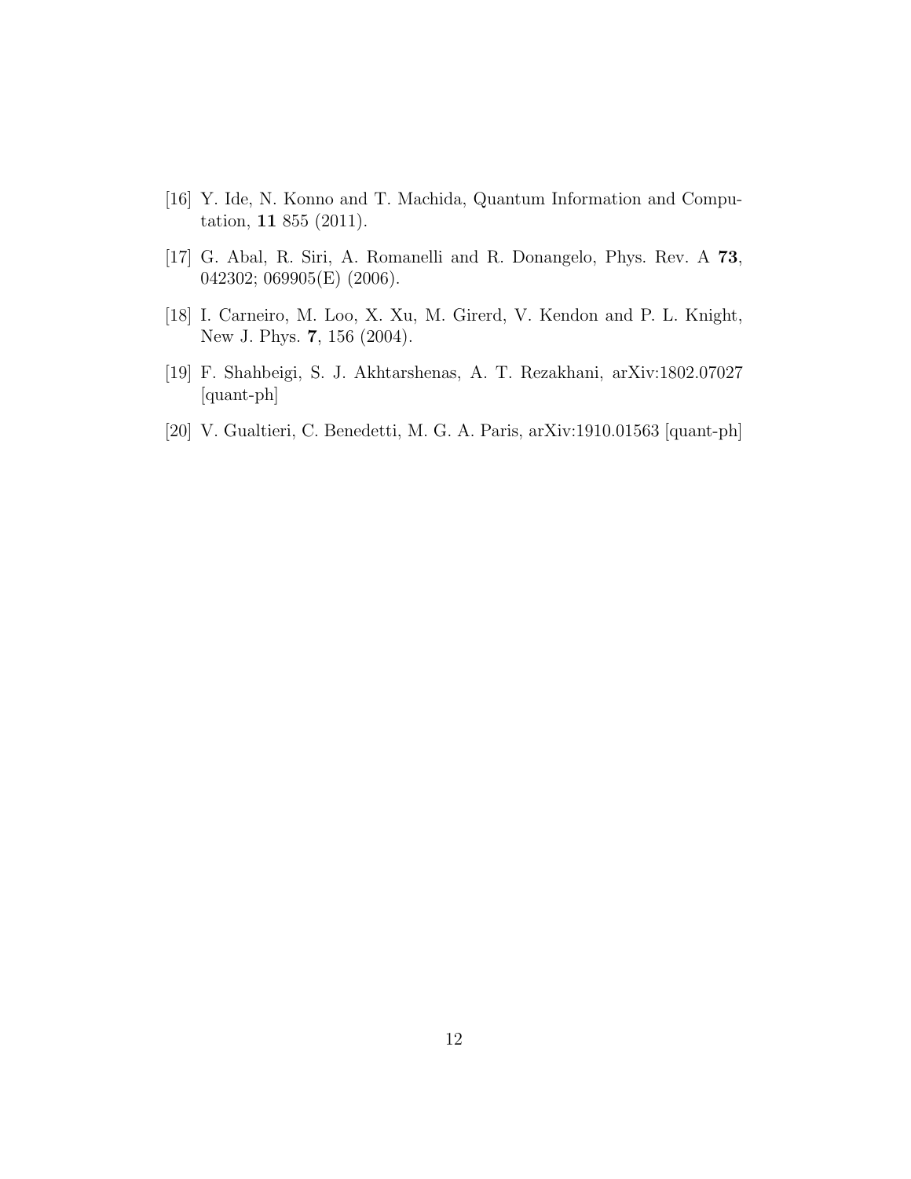[16] Y. Ide, N. Konno and T. Machida, Quantum Information and Computation, **11** 855 (2011).

[17] G. Abal, R. Siri, A. Romanelli and R. Donangelo, Phys. Rev. A **73**, 042302; 069905(E) (2006).

[18] I. Carneiro, M. Loo, X. Xu, M. Girerd, V. Kendon and P. L. Knight, New J. Phys. **7**, 156 (2004).

[19] F. Shahbeigi, S. J. Akhtarshenas, A. T. Rezakhani, arXiv:1802.07027 [quant-ph]

[20] V. Gualtieri, C. Benedetti, M. G. A. Paris, arXiv:1910.01563 [quant-ph]